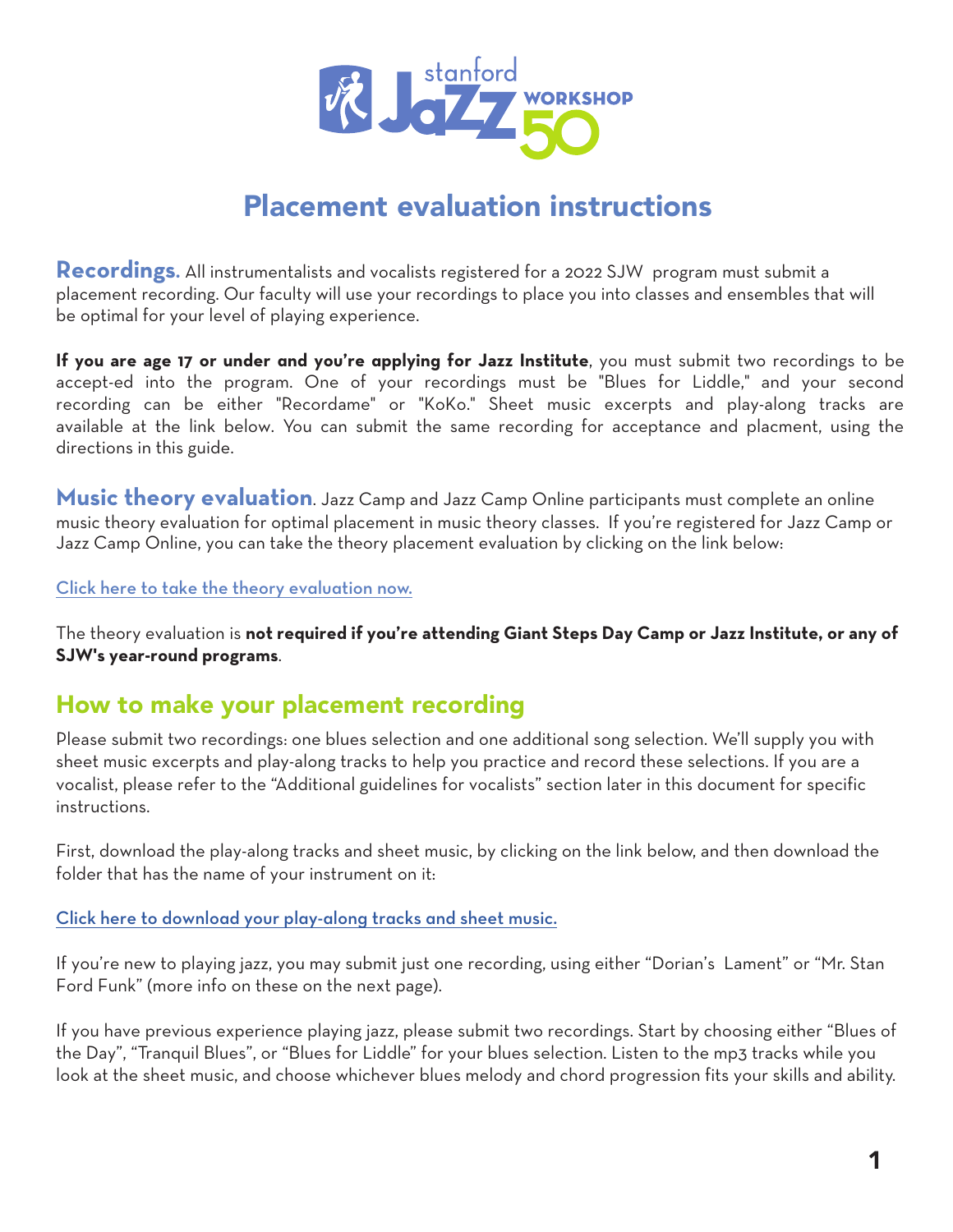# Placement evaluation instructions

**Recordings.** All instrumentalists and vocalists registered for a 2022 SJW program must submit a placement recording. Our faculty will use your recordings to place you into classes and ensembles that will be optimal for your level of playing experience.

**If you are age 17 or under and you're applying for Jazz Institute**, you must submit two recordings to be accept-ed into the program. One of your recordings must be "Blues for Liddle," and your second recording can be either "Recordame" or "KoKo." Sheet music excerpts and play-along tracks are available at the link below. You can submit the same recording for acceptance and placment, using the directions in this guide.

**Music theory evaluation**. Jazz Camp and Jazz Camp Online participants must complete an online music theory evaluation for optimal placement in music theory classes. If you're registered for Jazz Camp or Jazz Camp Online, you can take the theory placement evaluation by clicking on the link below:

Click here to take the theory evaluation now.

The theory evaluation is **not required if you're attending Giant Steps Day Camp or Jazz Institute, or any of SJW's year-round programs**.

## How to make your placement recording

Please submit two recordings: one blues selection and one additional song selection. We'll supply you with sheet music excerpts and play-along tracks to help you practice and record these selections. If you are a vocalist, please refer to the "Additional guidelines for vocalists" section later in this document for specific instructions.

First, download the play-along tracks and sheet music, by clicking on the link below, and then download the folder that has the name of your instrument on it:

Click here to download your play-along tracks and sheet music.

If you're new to playing jazz, you may submit just one recording, using either "Dorian's Lament" or "Mr. Stan Ford Funk" (more info on these on the next page).

If you have previous experience playing jazz, please submit two recordings. Start by choosing either "Blues of the Day", "Tranquil Blues", or "Blues for Liddle" for your blues selection. Listen to the mp3 tracks while you look at the sheet music, and choose whichever blues melody and chord progression fits your skills and ability.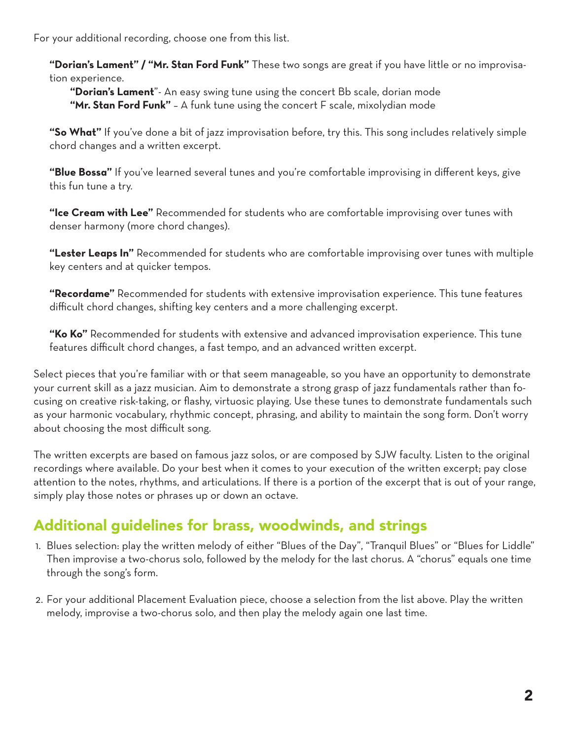For your additional recording, choose one from this list.

**"Dorian's Lament" / "Mr. Stan Ford Funk"** These two songs are great if you have little or no improvisation experience.

**"Dorian's Lament"**- An easy swing tune using the concert Bb scale, dorian mode
**"Mr. Stan Ford Funk"** – A funk tune using the concert F scale, mixolydian mode

**"So What"** If you've done a bit of jazz improvisation before, try this. This song includes relatively simple chord changes and a written excerpt.

**"Blue Bossa"** If you've learned several tunes and you're comfortable improvising in different keys, give this fun tune a try.

**"Ice Cream with Lee"** Recommended for students who are comfortable improvising over tunes with denser harmony (more chord changes).

**"Lester Leaps In"** Recommended for students who are comfortable improvising over tunes with multiple key centers and at quicker tempos.

**"Recordame"** Recommended for students with extensive improvisation experience. This tune features difficult chord changes, shifting key centers and a more challenging excerpt.

**"Ko Ko"** Recommended for students with extensive and advanced improvisation experience. This tune features difficult chord changes, a fast tempo, and an advanced written excerpt.

Select pieces that you're familiar with or that seem manageable, so you have an opportunity to demonstrate your current skill as a jazz musician. Aim to demonstrate a strong grasp of jazz fundamentals rather than focusing on creative risk-taking, or flashy, virtuosic playing. Use these tunes to demonstrate fundamentals such as your harmonic vocabulary, rhythmic concept, phrasing, and ability to maintain the song form. Don't worry about choosing the most difficult song.

The written excerpts are based on famous jazz solos, or are composed by SJW faculty. Listen to the original recordings where available. Do your best when it comes to your execution of the written excerpt; pay close attention to the notes, rhythms, and articulations. If there is a portion of the excerpt that is out of your range, simply play those notes or phrases up or down an octave.

## Additional guidelines for brass, woodwinds, and strings

1. Blues selection: play the written melody of either "Blues of the Day", "Tranquil Blues" or "Blues for Liddle" Then improvise a two-chorus solo, followed by the melody for the last chorus. A "chorus" equals one time through the song's form.

2. For your additional Placement Evaluation piece, choose a selection from the list above. Play the written melody, improvise a two-chorus solo, and then play the melody again one last time.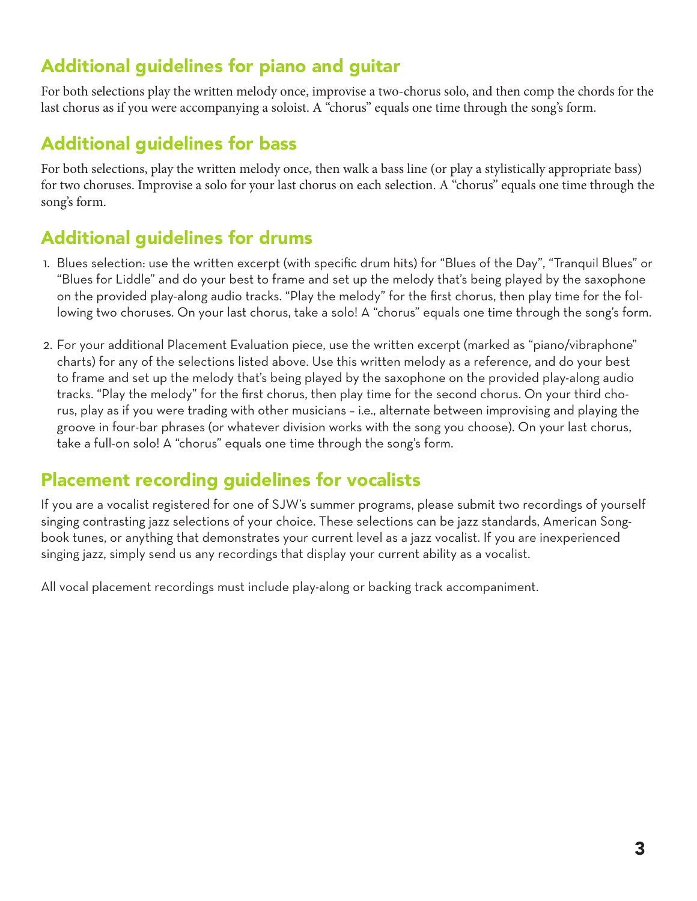## Additional guidelines for piano and guitar

For both selections play the written melody once, improvise a two-chorus solo, and then comp the chords for the last chorus as if you were accompanying a soloist. A "chorus" equals one time through the song's form.

## Additional guidelines for bass

For both selections, play the written melody once, then walk a bass line (or play a stylistically appropriate bass) for two choruses. Improvise a solo for your last chorus on each selection. A "chorus" equals one time through the song's form.

## Additional guidelines for drums

1. Blues selection: use the written excerpt (with specific drum hits) for "Blues of the Day", "Tranquil Blues" or "Blues for Liddle" and do your best to frame and set up the melody that's being played by the saxophone on the provided play-along audio tracks. "Play the melody" for the first chorus, then play time for the following two choruses. On your last chorus, take a solo! A "chorus" equals one time through the song's form.

2. For your additional Placement Evaluation piece, use the written excerpt (marked as "piano/vibraphone" charts) for any of the selections listed above. Use this written melody as a reference, and do your best to frame and set up the melody that's being played by the saxophone on the provided play-along audio tracks. "Play the melody" for the first chorus, then play time for the second chorus. On your third chorus, play as if you were trading with other musicians – i.e., alternate between improvising and playing the groove in four-bar phrases (or whatever division works with the song you choose). On your last chorus, take a full-on solo! A "chorus" equals one time through the song's form.

## Placement recording guidelines for vocalists

If you are a vocalist registered for one of SJW's summer programs, please submit two recordings of yourself singing contrasting jazz selections of your choice. These selections can be jazz standards, American Songbook tunes, or anything that demonstrates your current level as a jazz vocalist. If you are inexperienced singing jazz, simply send us any recordings that display your current ability as a vocalist.

All vocal placement recordings must include play-along or backing track accompaniment.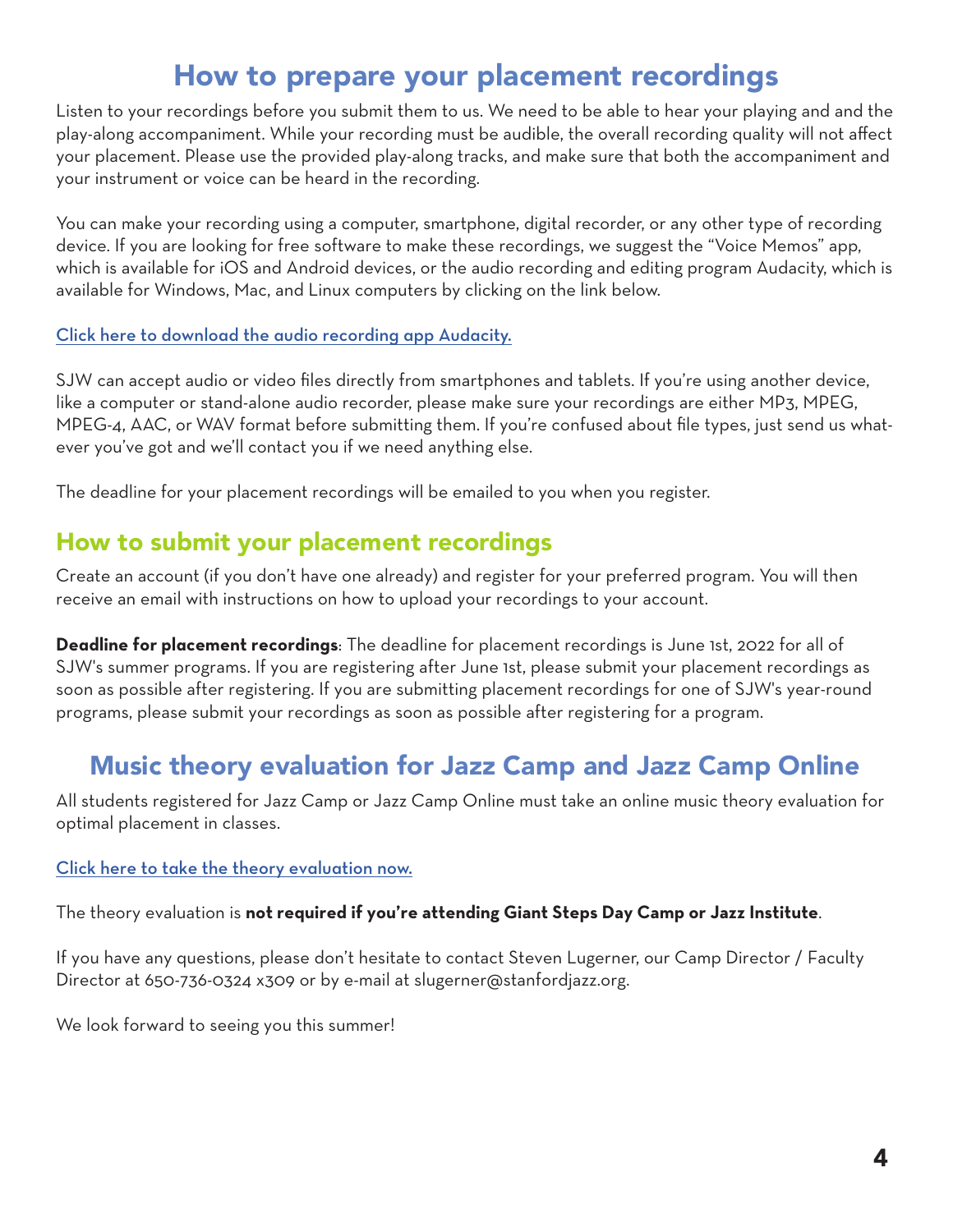# How to prepare your placement recordings

Listen to your recordings before you submit them to us. We need to be able to hear your playing and and the play-along accompaniment. While your recording must be audible, the overall recording quality will not affect your placement. Please use the provided play-along tracks, and make sure that both the accompaniment and your instrument or voice can be heard in the recording.

You can make your recording using a computer, smartphone, digital recorder, or any other type of recording device. If you are looking for free software to make these recordings, we suggest the "Voice Memos" app, which is available for iOS and Android devices, or the audio recording and editing program Audacity, which is available for Windows, Mac, and Linux computers by clicking on the link below.

Click here to download the audio recording app Audacity.

SJW can accept audio or video files directly from smartphones and tablets. If you're using another device, like a computer or stand-alone audio recorder, please make sure your recordings are either MP3, MPEG, MPEG-4, AAC, or WAV format before submitting them. If you're confused about file types, just send us whatever you've got and we'll contact you if we need anything else.

The deadline for your placement recordings will be emailed to you when you register.

## How to submit your placement recordings

Create an account (if you don't have one already) and register for your preferred program. You will then receive an email with instructions on how to upload your recordings to your account.

**Deadline for placement recordings**: The deadline for placement recordings is June 1st, 2022 for all of SJW's summer programs. If you are registering after June 1st, please submit your placement recordings as soon as possible after registering. If you are submitting placement recordings for one of SJW's year-round programs, please submit your recordings as soon as possible after registering for a program.

# Music theory evaluation for Jazz Camp and Jazz Camp Online

All students registered for Jazz Camp or Jazz Camp Online must take an online music theory evaluation for optimal placement in classes.

Click here to take the theory evaluation now.

The theory evaluation is **not required if you're attending Giant Steps Day Camp or Jazz Institute**.

If you have any questions, please don't hesitate to contact Steven Lugerner, our Camp Director / Faculty Director at 650-736-0324 x309 or by e-mail at slugerner@stanfordjazz.org.

We look forward to seeing you this summer!